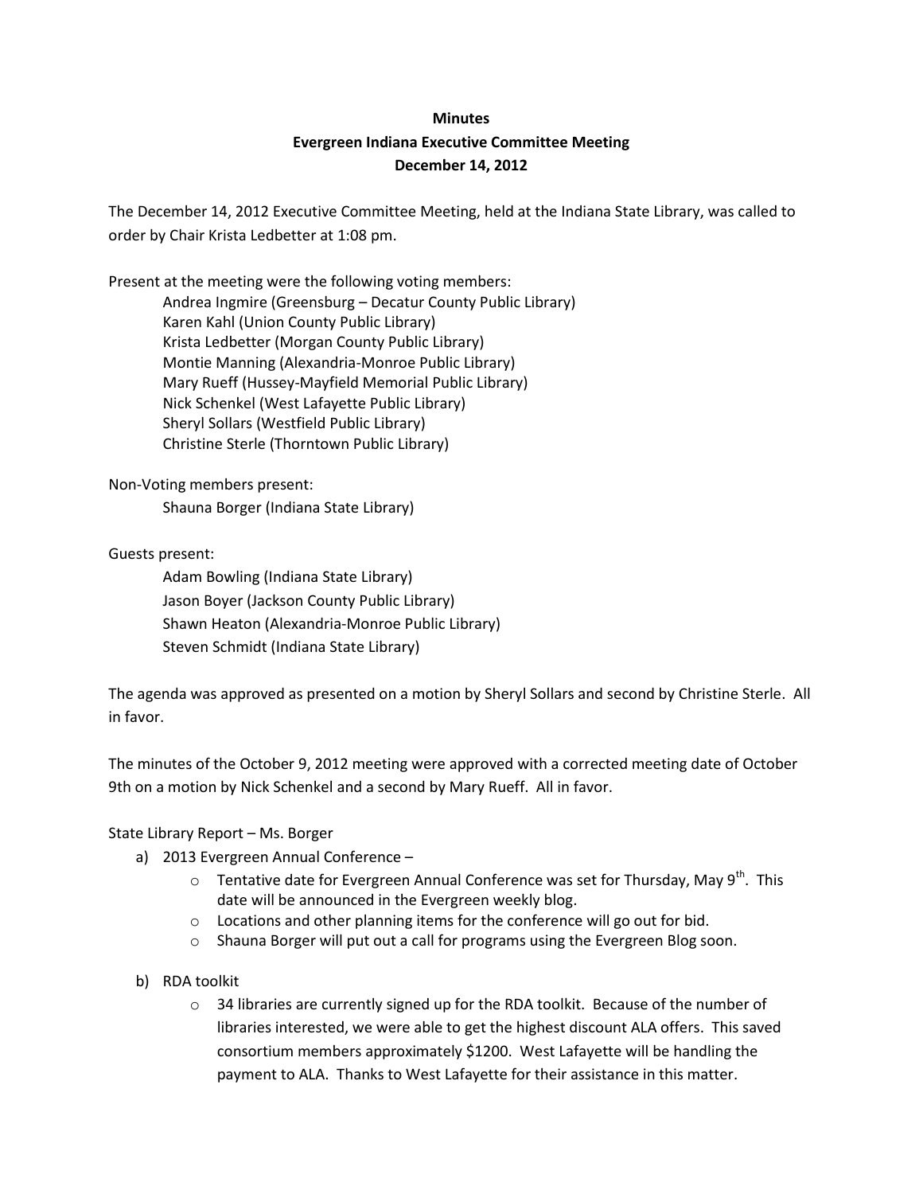**Minutes**

**Evergreen Indiana Executive Committee Meeting**

**December 14, 2012**

The December 14, 2012 Executive Committee Meeting, held at the Indiana State Library, was called to order by Chair Krista Ledbetter at 1:08 pm.

Present at the meeting were the following voting members:

Andrea Ingmire (Greensburg – Decatur County Public Library)
Karen Kahl (Union County Public Library)
Krista Ledbetter (Morgan County Public Library)
Montie Manning (Alexandria-Monroe Public Library)
Mary Rueff (Hussey-Mayfield Memorial Public Library)
Nick Schenkel (West Lafayette Public Library)
Sheryl Sollars (Westfield Public Library)
Christine Sterle (Thorntown Public Library)

Non-Voting members present:

Shauna Borger (Indiana State Library)

Guests present:

Adam Bowling (Indiana State Library)
Jason Boyer (Jackson County Public Library)
Shawn Heaton (Alexandria-Monroe Public Library)
Steven Schmidt (Indiana State Library)

The agenda was approved as presented on a motion by Sheryl Sollars and second by Christine Sterle. All in favor.

The minutes of the October 9, 2012 meeting were approved with a corrected meeting date of October 9th on a motion by Nick Schenkel and a second by Mary Rueff. All in favor.

State Library Report – Ms. Borger

a) 2013 Evergreen Annual Conference –
   - Tentative date for Evergreen Annual Conference was set for Thursday, May 9th. This date will be announced in the Evergreen weekly blog.
   - Locations and other planning items for the conference will go out for bid.
   - Shauna Borger will put out a call for programs using the Evergreen Blog soon.

b) RDA toolkit
   - 34 libraries are currently signed up for the RDA toolkit. Because of the number of libraries interested, we were able to get the highest discount ALA offers. This saved consortium members approximately $1200. West Lafayette will be handling the payment to ALA. Thanks to West Lafayette for their assistance in this matter.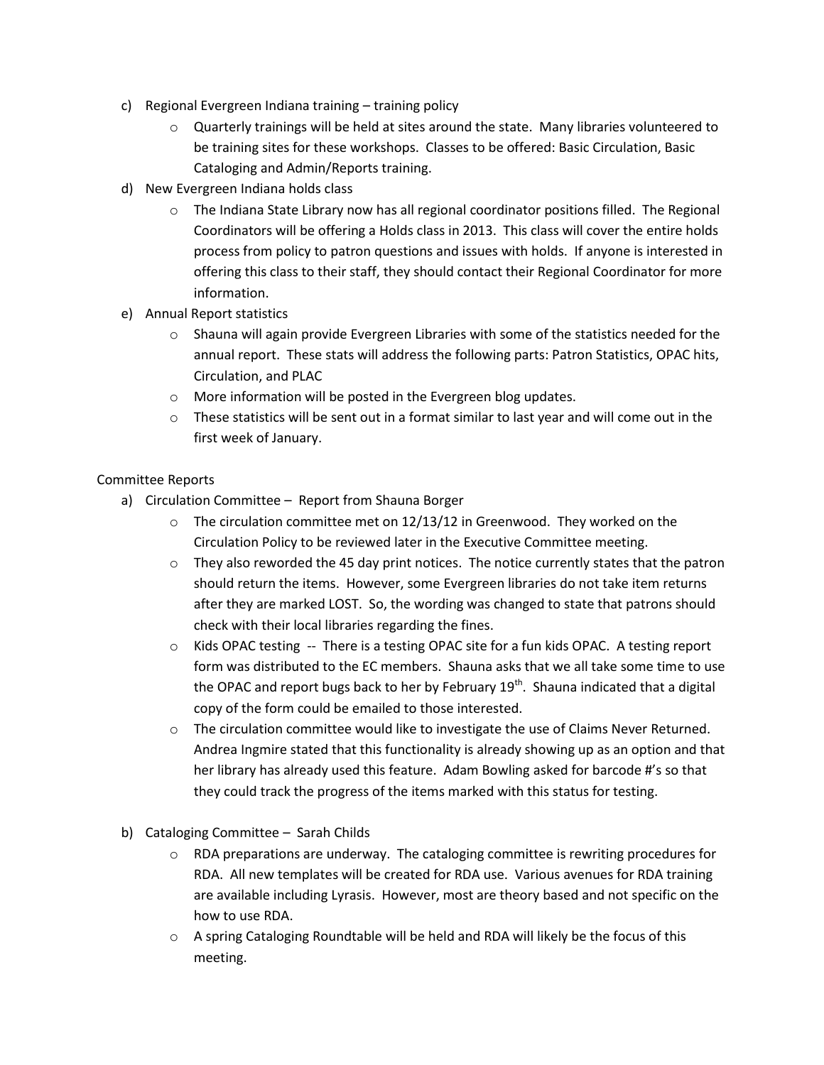c) Regional Evergreen Indiana training – training policy
   - Quarterly trainings will be held at sites around the state. Many libraries volunteered to be training sites for these workshops. Classes to be offered: Basic Circulation, Basic Cataloging and Admin/Reports training.

d) New Evergreen Indiana holds class
   - The Indiana State Library now has all regional coordinator positions filled. The Regional Coordinators will be offering a Holds class in 2013. This class will cover the entire holds process from policy to patron questions and issues with holds. If anyone is interested in offering this class to their staff, they should contact their Regional Coordinator for more information.

e) Annual Report statistics
   - Shauna will again provide Evergreen Libraries with some of the statistics needed for the annual report. These stats will address the following parts: Patron Statistics, OPAC hits, Circulation, and PLAC
   - More information will be posted in the Evergreen blog updates.
   - These statistics will be sent out in a format similar to last year and will come out in the first week of January.

Committee Reports

a) Circulation Committee – Report from Shauna Borger
   - The circulation committee met on 12/13/12 in Greenwood. They worked on the Circulation Policy to be reviewed later in the Executive Committee meeting.
   - They also reworded the 45 day print notices. The notice currently states that the patron should return the items. However, some Evergreen libraries do not take item returns after they are marked LOST. So, the wording was changed to state that patrons should check with their local libraries regarding the fines.
   - Kids OPAC testing -- There is a testing OPAC site for a fun kids OPAC. A testing report form was distributed to the EC members. Shauna asks that we all take some time to use the OPAC and report bugs back to her by February 19th. Shauna indicated that a digital copy of the form could be emailed to those interested.
   - The circulation committee would like to investigate the use of Claims Never Returned. Andrea Ingmire stated that this functionality is already showing up as an option and that her library has already used this feature. Adam Bowling asked for barcode #'s so that they could track the progress of the items marked with this status for testing.

b) Cataloging Committee – Sarah Childs
   - RDA preparations are underway. The cataloging committee is rewriting procedures for RDA. All new templates will be created for RDA use. Various avenues for RDA training are available including Lyrasis. However, most are theory based and not specific on the how to use RDA.
   - A spring Cataloging Roundtable will be held and RDA will likely be the focus of this meeting.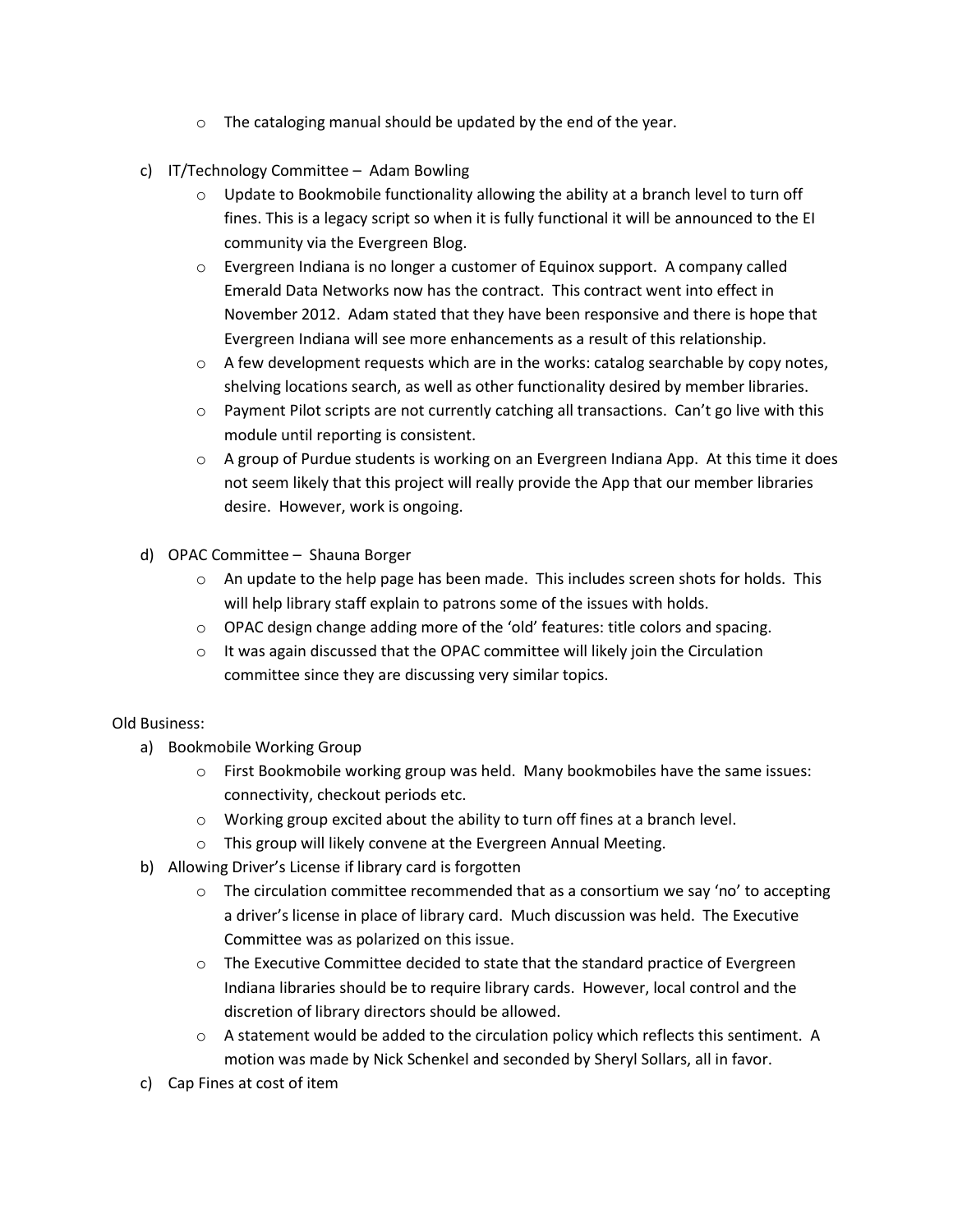- The cataloging manual should be updated by the end of the year.

c) IT/Technology Committee – Adam Bowling
   - Update to Bookmobile functionality allowing the ability at a branch level to turn off fines. This is a legacy script so when it is fully functional it will be announced to the EI community via the Evergreen Blog.
   - Evergreen Indiana is no longer a customer of Equinox support. A company called Emerald Data Networks now has the contract. This contract went into effect in November 2012. Adam stated that they have been responsive and there is hope that Evergreen Indiana will see more enhancements as a result of this relationship.
   - A few development requests which are in the works: catalog searchable by copy notes, shelving locations search, as well as other functionality desired by member libraries.
   - Payment Pilot scripts are not currently catching all transactions. Can't go live with this module until reporting is consistent.
   - A group of Purdue students is working on an Evergreen Indiana App. At this time it does not seem likely that this project will really provide the App that our member libraries desire. However, work is ongoing.

d) OPAC Committee – Shauna Borger
   - An update to the help page has been made. This includes screen shots for holds. This will help library staff explain to patrons some of the issues with holds.
   - OPAC design change adding more of the 'old' features: title colors and spacing.
   - It was again discussed that the OPAC committee will likely join the Circulation committee since they are discussing very similar topics.

Old Business:

a) Bookmobile Working Group
   - First Bookmobile working group was held. Many bookmobiles have the same issues: connectivity, checkout periods etc.
   - Working group excited about the ability to turn off fines at a branch level.
   - This group will likely convene at the Evergreen Annual Meeting.

b) Allowing Driver's License if library card is forgotten
   - The circulation committee recommended that as a consortium we say 'no' to accepting a driver's license in place of library card. Much discussion was held. The Executive Committee was as polarized on this issue.
   - The Executive Committee decided to state that the standard practice of Evergreen Indiana libraries should be to require library cards. However, local control and the discretion of library directors should be allowed.
   - A statement would be added to the circulation policy which reflects this sentiment. A motion was made by Nick Schenkel and seconded by Sheryl Sollars, all in favor.

c) Cap Fines at cost of item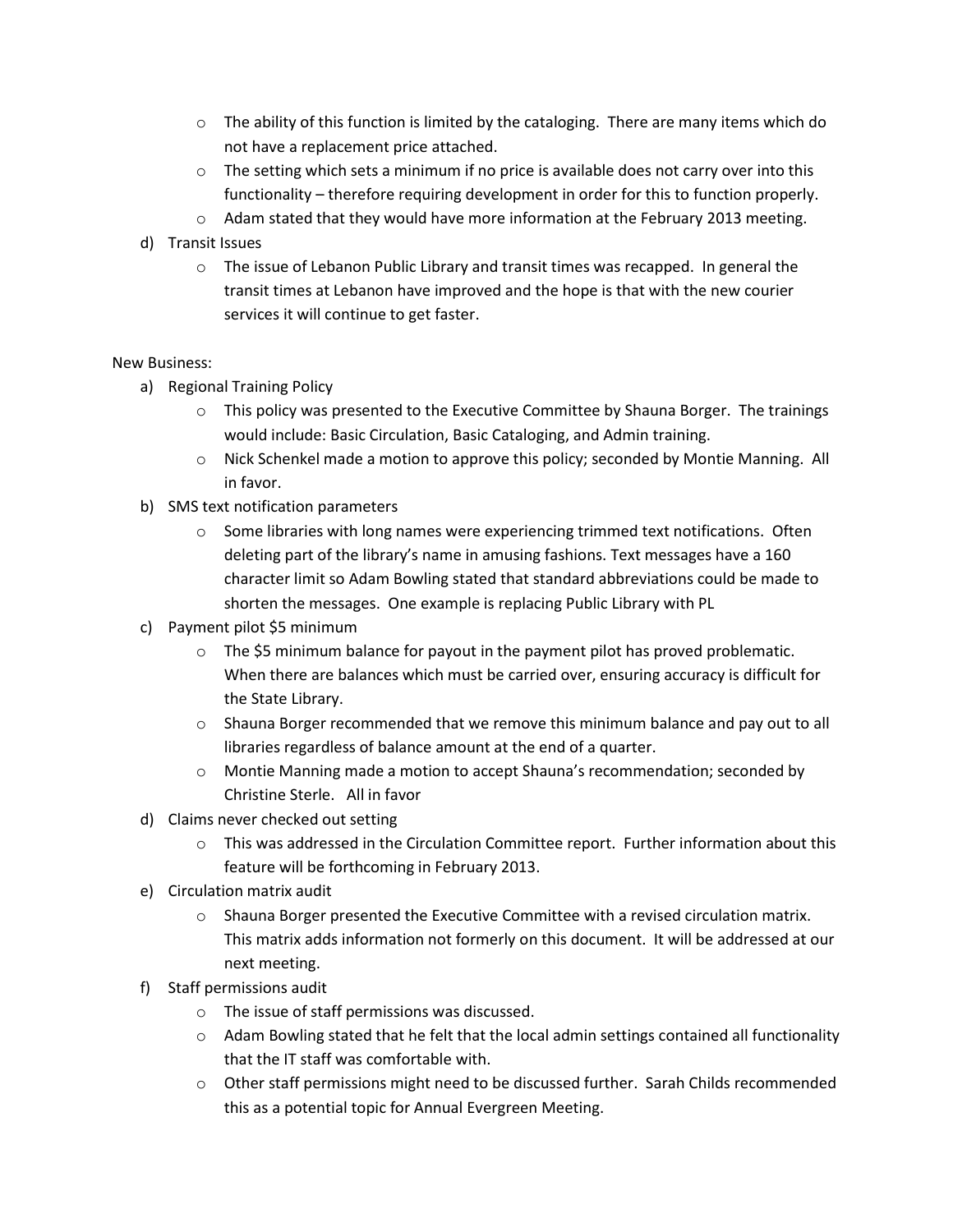- The ability of this function is limited by the cataloging. There are many items which do not have a replacement price attached.
    - The setting which sets a minimum if no price is available does not carry over into this functionality – therefore requiring development in order for this to function properly.
    - Adam stated that they would have more information at the February 2013 meeting.

d) Transit Issues
    - The issue of Lebanon Public Library and transit times was recapped. In general the transit times at Lebanon have improved and the hope is that with the new courier services it will continue to get faster.

New Business:

a) Regional Training Policy
    - This policy was presented to the Executive Committee by Shauna Borger. The trainings would include: Basic Circulation, Basic Cataloging, and Admin training.
    - Nick Schenkel made a motion to approve this policy; seconded by Montie Manning. All in favor.

b) SMS text notification parameters
    - Some libraries with long names were experiencing trimmed text notifications. Often deleting part of the library's name in amusing fashions. Text messages have a 160 character limit so Adam Bowling stated that standard abbreviations could be made to shorten the messages. One example is replacing Public Library with PL

c) Payment pilot $5 minimum
    - The $5 minimum balance for payout in the payment pilot has proved problematic. When there are balances which must be carried over, ensuring accuracy is difficult for the State Library.
    - Shauna Borger recommended that we remove this minimum balance and pay out to all libraries regardless of balance amount at the end of a quarter.
    - Montie Manning made a motion to accept Shauna's recommendation; seconded by Christine Sterle. All in favor

d) Claims never checked out setting
    - This was addressed in the Circulation Committee report. Further information about this feature will be forthcoming in February 2013.

e) Circulation matrix audit
    - Shauna Borger presented the Executive Committee with a revised circulation matrix. This matrix adds information not formerly on this document. It will be addressed at our next meeting.

f) Staff permissions audit
    - The issue of staff permissions was discussed.
    - Adam Bowling stated that he felt that the local admin settings contained all functionality that the IT staff was comfortable with.
    - Other staff permissions might need to be discussed further. Sarah Childs recommended this as a potential topic for Annual Evergreen Meeting.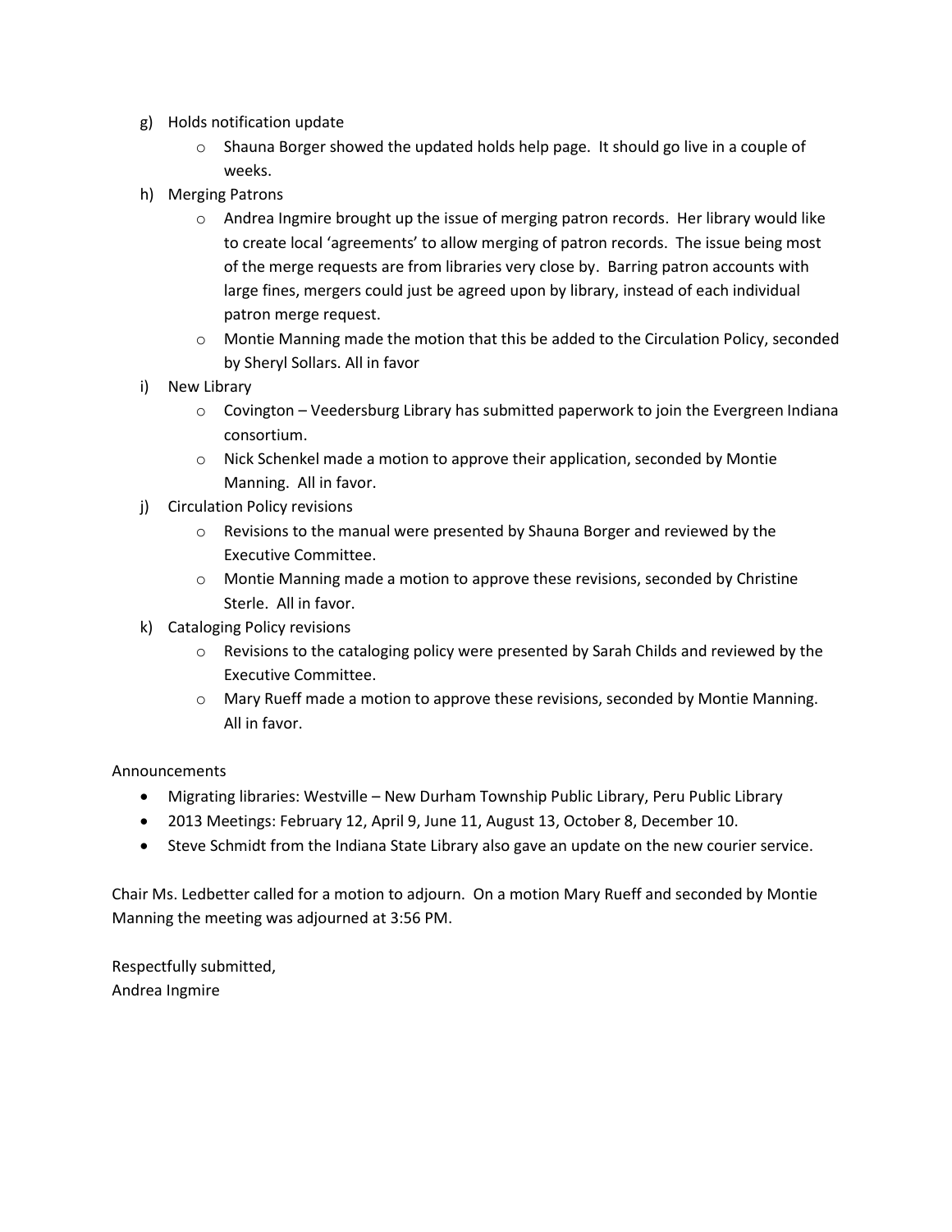g) Holds notification update
   - Shauna Borger showed the updated holds help page. It should go live in a couple of weeks.

h) Merging Patrons
   - Andrea Ingmire brought up the issue of merging patron records. Her library would like to create local 'agreements' to allow merging of patron records. The issue being most of the merge requests are from libraries very close by. Barring patron accounts with large fines, mergers could just be agreed upon by library, instead of each individual patron merge request.
   - Montie Manning made the motion that this be added to the Circulation Policy, seconded by Sheryl Sollars. All in favor

i) New Library
   - Covington – Veedersburg Library has submitted paperwork to join the Evergreen Indiana consortium.
   - Nick Schenkel made a motion to approve their application, seconded by Montie Manning. All in favor.

j) Circulation Policy revisions
   - Revisions to the manual were presented by Shauna Borger and reviewed by the Executive Committee.
   - Montie Manning made a motion to approve these revisions, seconded by Christine Sterle. All in favor.

k) Cataloging Policy revisions
   - Revisions to the cataloging policy were presented by Sarah Childs and reviewed by the Executive Committee.
   - Mary Rueff made a motion to approve these revisions, seconded by Montie Manning. All in favor.

Announcements

- Migrating libraries: Westville – New Durham Township Public Library, Peru Public Library
- 2013 Meetings: February 12, April 9, June 11, August 13, October 8, December 10.
- Steve Schmidt from the Indiana State Library also gave an update on the new courier service.

Chair Ms. Ledbetter called for a motion to adjourn. On a motion Mary Rueff and seconded by Montie Manning the meeting was adjourned at 3:56 PM.

Respectfully submitted,
Andrea Ingmire